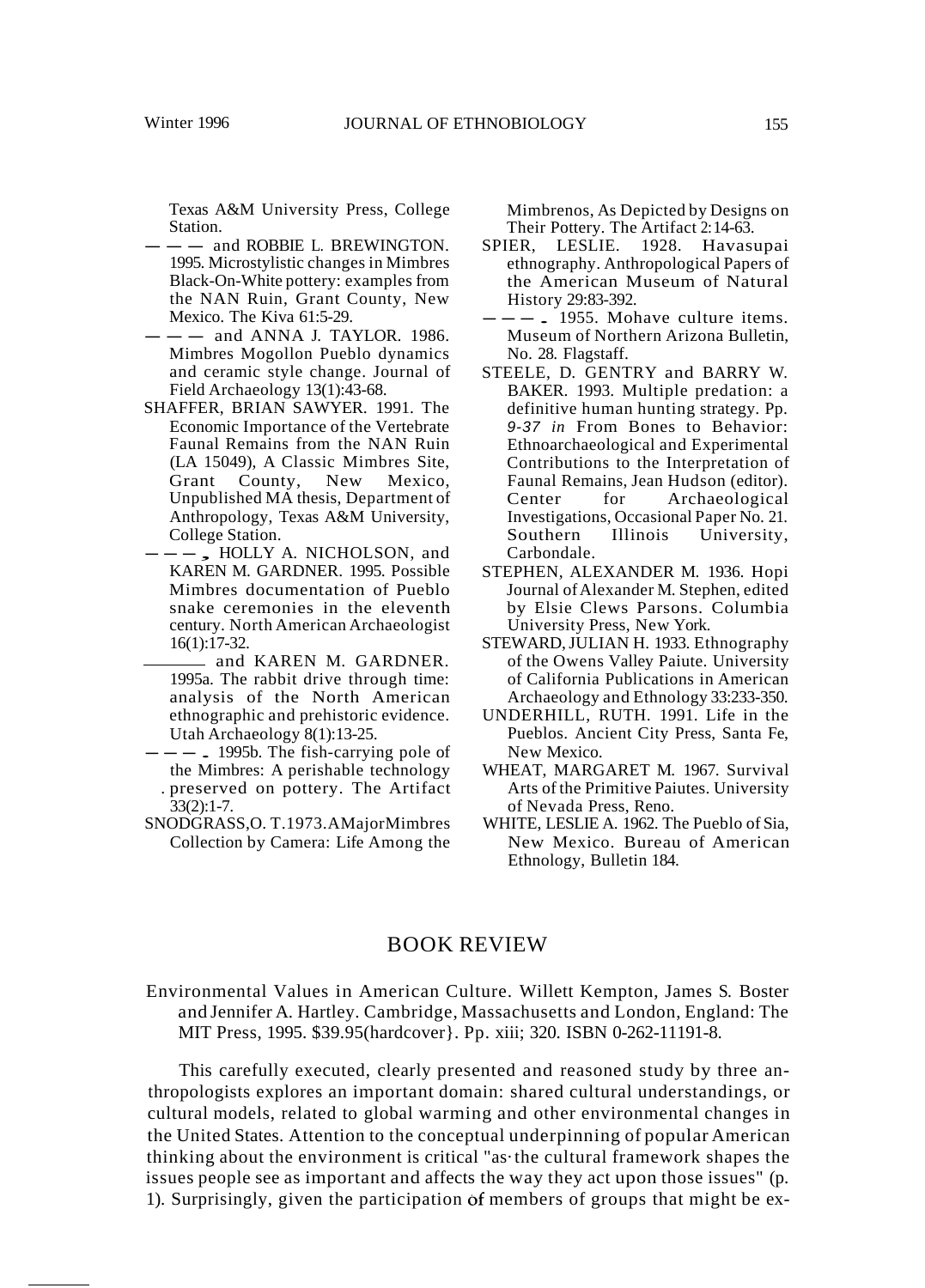Texas A&M University Press, College Station.

——— and ROBBIE L. BREWINGTON. 1995. Microstylistic changes in Mimbres Black-On-White pottery: examples from the NAN Ruin, Grant County, New Mexico. The Kiva 61:5-29.

——— and ANNA J. TAYLOR. 1986. Mimbres Mogollon Pueblo dynamics and ceramic style change. Journal of Field Archaeology 13(1):43-68.

SHAFFER, BRIAN SAWYER. 1991. The Economic Importance of the Vertebrate Faunal Remains from the NAN Ruin (LA 15049), A Classic Mimbres Site, Grant County, New Mexico, Unpublished MA thesis, Department of Anthropology, Texas A&M University, College Station.

———, HOLLY A. NICHOLSON, and KAREN M. GARDNER. 1995. Possible Mimbres documentation of Pueblo snake ceremonies in the eleventh century. North American Archaeologist 16(1):17-32.

——— and KAREN M. GARDNER. 1995a. The rabbit drive through time: analysis of the North American ethnographic and prehistoric evidence. Utah Archaeology 8(1):13-25.

———. 1995b. The fish-carrying pole of the Mimbres: A perishable technology preserved on pottery. The Artifact 33(2):1-7.

SNODGRASS, O. T. 1973. A Major Mimbres Collection by Camera: Life Among the Mimbrenos, As Depicted by Designs on Their Pottery. The Artifact 2:14-63.

SPIER, LESLIE. 1928. Havasupai ethnography. Anthropological Papers of the American Museum of Natural History 29:83-392.

———. 1955. Mohave culture items. Museum of Northern Arizona Bulletin, No. 28. Flagstaff.

STEELE, D. GENTRY and BARRY W. BAKER. 1993. Multiple predation: a definitive human hunting strategy. Pp. *9-37 in* From Bones to Behavior: Ethnoarchaeological and Experimental Contributions to the Interpretation of Faunal Remains, Jean Hudson (editor). Center for Archaeological Investigations, Occasional Paper No. 21. Southern Illinois University, Carbondale.

STEPHEN, ALEXANDER M. 1936. Hopi Journal of Alexander M. Stephen, edited by Elsie Clews Parsons. Columbia University Press, New York.

STEWARD, JULIAN H. 1933. Ethnography of the Owens Valley Paiute. University of California Publications in American Archaeology and Ethnology 33:233-350.

UNDERHILL, RUTH. 1991. Life in the Pueblos. Ancient City Press, Santa Fe, New Mexico.

WHEAT, MARGARET M. 1967. Survival Arts of the Primitive Paiutes. University of Nevada Press, Reno.

WHITE, LESLIE A. 1962. The Pueblo of Sia, New Mexico. Bureau of American Ethnology, Bulletin 184.

# BOOK REVIEW

Environmental Values in American Culture. Willett Kempton, James S. Boster and Jennifer A. Hartley. Cambridge, Massachusetts and London, England: The MIT Press, 1995. $39.95(hardcover). Pp. xiii; 320. ISBN 0-262-11191-8.

This carefully executed, clearly presented and reasoned study by three anthropologists explores an important domain: shared cultural understandings, or cultural models, related to global warming and other environmental changes in the United States. Attention to the conceptual underpinning of popular American thinking about the environment is critical "as the cultural framework shapes the issues people see as important and affects the way they act upon those issues" (p. 1). Surprisingly, given the participation of members of groups that might be ex-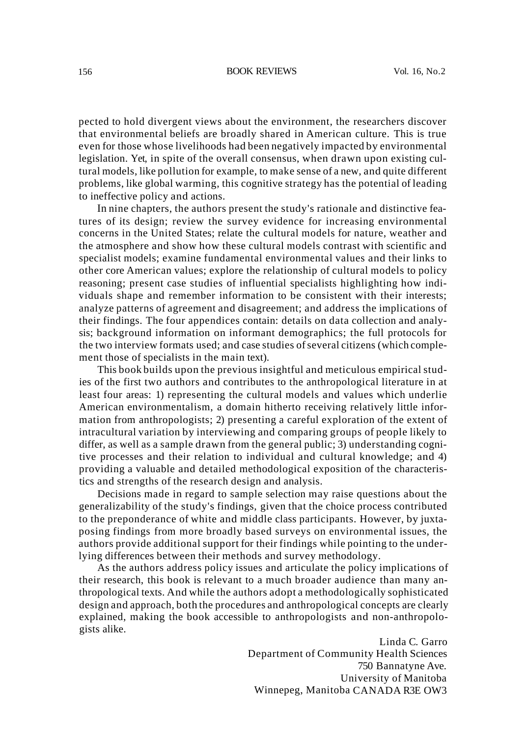pected to hold divergent views about the environment, the researchers discover that environmental beliefs are broadly shared in American culture. This is true even for those whose livelihoods had been negatively impacted by environmental legislation. Yet, in spite of the overall consensus, when drawn upon existing cultural models, like pollution for example, to make sense of a new, and quite different problems, like global warming, this cognitive strategy has the potential of leading to ineffective policy and actions.

In nine chapters, the authors present the study's rationale and distinctive features of its design; review the survey evidence for increasing environmental concerns in the United States; relate the cultural models for nature, weather and the atmosphere and show how these cultural models contrast with scientific and specialist models; examine fundamental environmental values and their links to other core American values; explore the relationship of cultural models to policy reasoning; present case studies of influential specialists highlighting how individuals shape and remember information to be consistent with their interests; analyze patterns of agreement and disagreement; and address the implications of their findings. The four appendices contain: details on data collection and analysis; background information on informant demographics; the full protocols for the two interview formats used; and case studies of several citizens (which complement those of specialists in the main text).

This book builds upon the previous insightful and meticulous empirical studies of the first two authors and contributes to the anthropological literature in at least four areas: 1) representing the cultural models and values which underlie American environmentalism, a domain hitherto receiving relatively little information from anthropologists; 2) presenting a careful exploration of the extent of intracultural variation by interviewing and comparing groups of people likely to differ, as well as a sample drawn from the general public; 3) understanding cognitive processes and their relation to individual and cultural knowledge; and 4) providing a valuable and detailed methodological exposition of the characteristics and strengths of the research design and analysis.

Decisions made in regard to sample selection may raise questions about the generalizability of the study's findings, given that the choice process contributed to the preponderance of white and middle class participants. However, by juxtaposing findings from more broadly based surveys on environmental issues, the authors provide additional support for their findings while pointing to the underlying differences between their methods and survey methodology.

As the authors address policy issues and articulate the policy implications of their research, this book is relevant to a much broader audience than many anthropological texts. And while the authors adopt a methodologically sophisticated design and approach, both the procedures and anthropological concepts are clearly explained, making the book accessible to anthropologists and non-anthropologists alike.

Linda C. Garro
Department of Community Health Sciences
750 Bannatyne Ave.
University of Manitoba
Winnepeg, Manitoba CANADA R3E OW3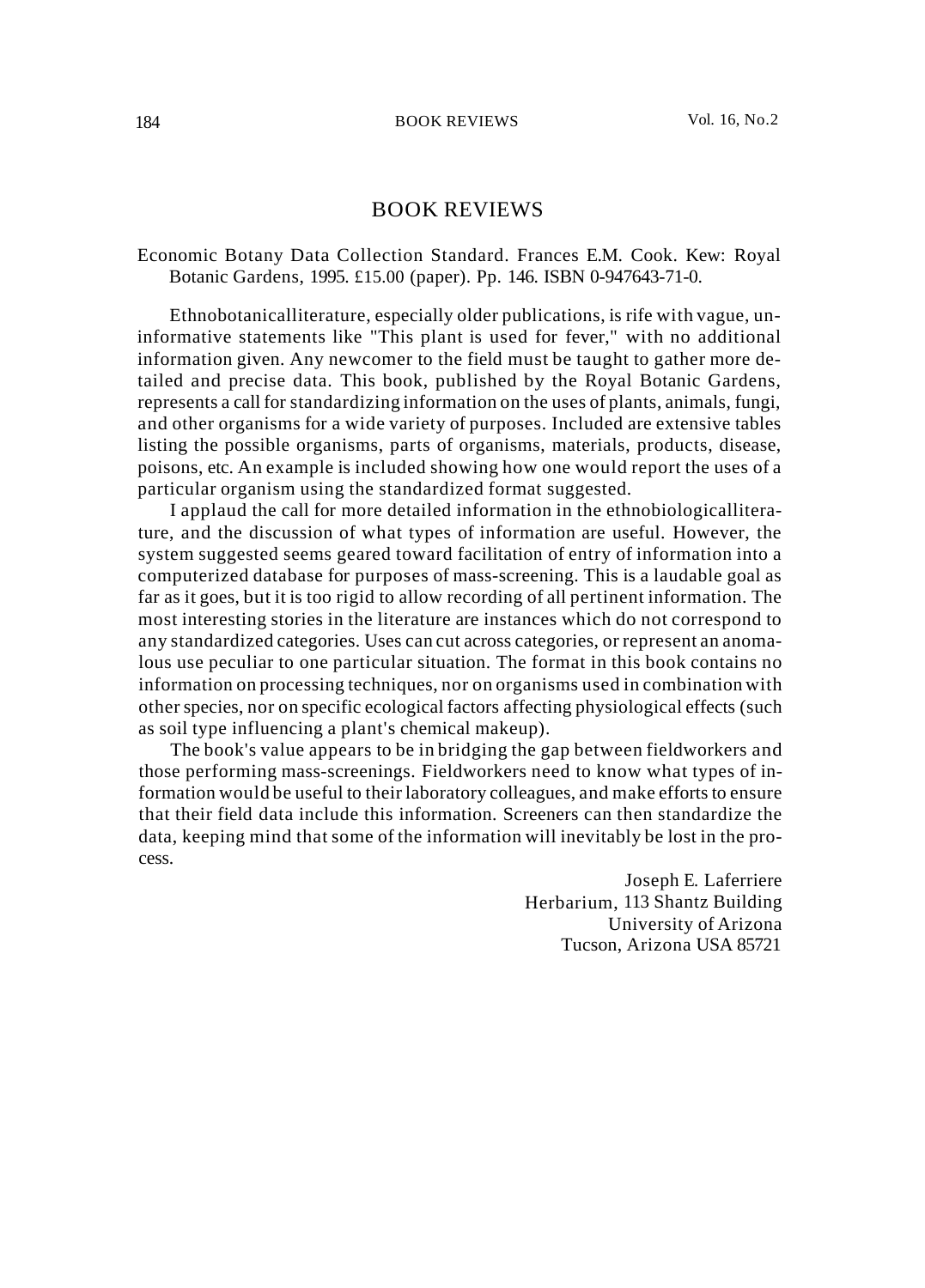# BOOK REVIEWS

Economic Botany Data Collection Standard. Frances E.M. Cook. Kew: Royal Botanic Gardens, 1995. £15.00 (paper). Pp. 146. ISBN 0-947643-71-0.

Ethnobotanicalliterature, especially older publications, is rife with vague, uninformative statements like "This plant is used for fever," with no additional information given. Any newcomer to the field must be taught to gather more detailed and precise data. This book, published by the Royal Botanic Gardens, represents a call for standardizing information on the uses of plants, animals, fungi, and other organisms for a wide variety of purposes. Included are extensive tables listing the possible organisms, parts of organisms, materials, products, disease, poisons, etc. An example is included showing how one would report the uses of a particular organism using the standardized format suggested.

I applaud the call for more detailed information in the ethnobiologicalliterature, and the discussion of what types of information are useful. However, the system suggested seems geared toward facilitation of entry of information into a computerized database for purposes of mass-screening. This is a laudable goal as far as it goes, but it is too rigid to allow recording of all pertinent information. The most interesting stories in the literature are instances which do not correspond to any standardized categories. Uses can cut across categories, or represent an anomalous use peculiar to one particular situation. The format in this book contains no information on processing techniques, nor on organisms used in combination with other species, nor on specific ecological factors affecting physiological effects (such as soil type influencing a plant's chemical makeup).

The book's value appears to be in bridging the gap between fieldworkers and those performing mass-screenings. Fieldworkers need to know what types of information would be useful to their laboratory colleagues, and make efforts to ensure that their field data include this information. Screeners can then standardize the data, keeping mind that some of the information will inevitably be lost in the process.

Joseph E. Laferriere
Herbarium, 113 Shantz Building
University of Arizona
Tucson, Arizona USA 85721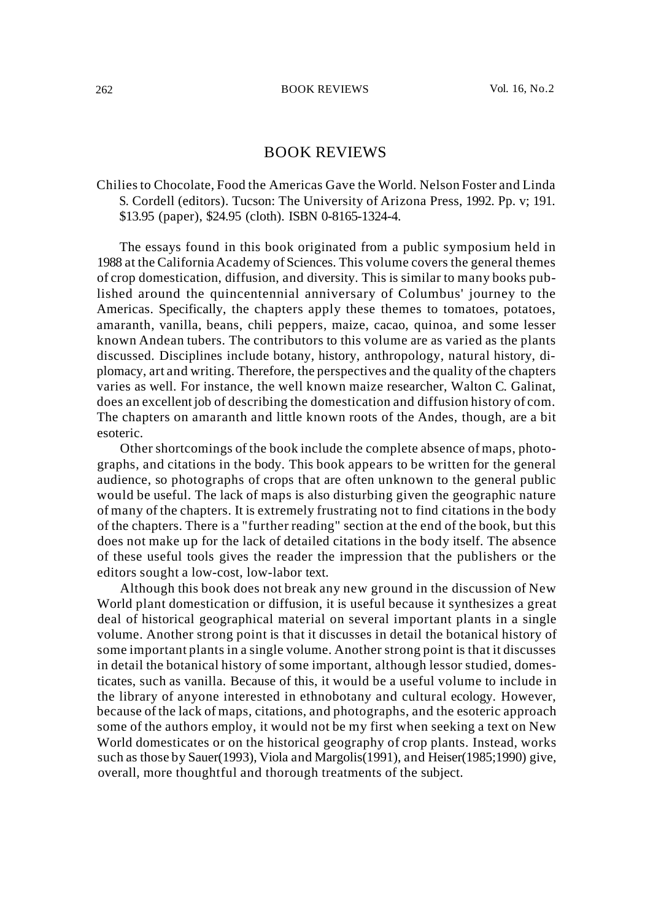# BOOK REVIEWS

Chilies to Chocolate, Food the Americas Gave the World. Nelson Foster and Linda S. Cordell (editors). Tucson: The University of Arizona Press, 1992. Pp. v; 191. $13.95 (paper), $24.95 (cloth). ISBN 0-8165-1324-4.

The essays found in this book originated from a public symposium held in 1988 at the California Academy of Sciences. This volume covers the general themes of crop domestication, diffusion, and diversity. This is similar to many books published around the quincentennial anniversary of Columbus' journey to the Americas. Specifically, the chapters apply these themes to tomatoes, potatoes, amaranth, vanilla, beans, chili peppers, maize, cacao, quinoa, and some lesser known Andean tubers. The contributors to this volume are as varied as the plants discussed. Disciplines include botany, history, anthropology, natural history, diplomacy, art and writing. Therefore, the perspectives and the quality of the chapters varies as well. For instance, the well known maize researcher, Walton C. Galinat, does an excellent job of describing the domestication and diffusion history of com. The chapters on amaranth and little known roots of the Andes, though, are a bit esoteric.

Other shortcomings of the book include the complete absence of maps, photographs, and citations in the body. This book appears to be written for the general audience, so photographs of crops that are often unknown to the general public would be useful. The lack of maps is also disturbing given the geographic nature of many of the chapters. It is extremely frustrating not to find citations in the body of the chapters. There is a "further reading" section at the end of the book, but this does not make up for the lack of detailed citations in the body itself. The absence of these useful tools gives the reader the impression that the publishers or the editors sought a low-cost, low-labor text.

Although this book does not break any new ground in the discussion of New World plant domestication or diffusion, it is useful because it synthesizes a great deal of historical geographical material on several important plants in a single volume. Another strong point is that it discusses in detail the botanical history of some important plants in a single volume. Another strong point is that it discusses in detail the botanical history of some important, although lessor studied, domesticates, such as vanilla. Because of this, it would be a useful volume to include in the library of anyone interested in ethnobotany and cultural ecology. However, because of the lack of maps, citations, and photographs, and the esoteric approach some of the authors employ, it would not be my first when seeking a text on New World domesticates or on the historical geography of crop plants. Instead, works such as those by Sauer(1993), Viola and Margolis(1991), and Heiser(1985;1990) give, overall, more thoughtful and thorough treatments of the subject.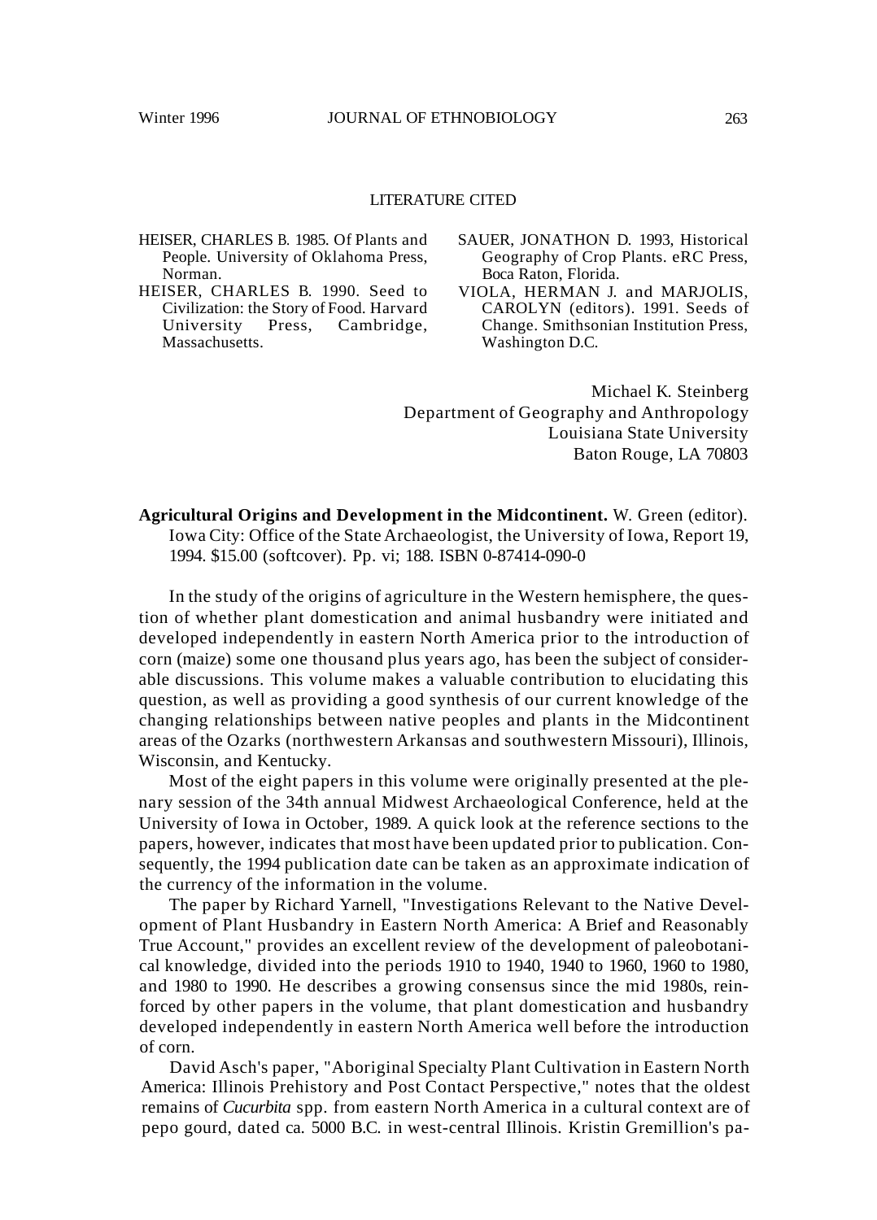## LITERATURE CITED

HEISER, CHARLES B. 1985. Of Plants and People. University of Oklahoma Press, Norman.

HEISER, CHARLES B. 1990. Seed to Civilization: the Story of Food. Harvard University Press, Cambridge, Massachusetts.

SAUER, JONATHON D. 1993, Historical Geography of Crop Plants. eRC Press, Boca Raton, Florida.

VIOLA, HERMAN J. and MARJOLIS, CAROLYN (editors). 1991. Seeds of Change. Smithsonian Institution Press, Washington D.C.

Michael K. Steinberg
Department of Geography and Anthropology
Louisiana State University
Baton Rouge, LA 70803

**Agricultural Origins and Development in the Midcontinent.** W. Green (editor). Iowa City: Office of the State Archaeologist, the University of Iowa, Report 19, 1994. $15.00 (softcover). Pp. vi; 188. ISBN 0-87414-090-0

In the study of the origins of agriculture in the Western hemisphere, the question of whether plant domestication and animal husbandry were initiated and developed independently in eastern North America prior to the introduction of corn (maize) some one thousand plus years ago, has been the subject of considerable discussions. This volume makes a valuable contribution to elucidating this question, as well as providing a good synthesis of our current knowledge of the changing relationships between native peoples and plants in the Midcontinent areas of the Ozarks (northwestern Arkansas and southwestern Missouri), Illinois, Wisconsin, and Kentucky.

Most of the eight papers in this volume were originally presented at the plenary session of the 34th annual Midwest Archaeological Conference, held at the University of Iowa in October, 1989. A quick look at the reference sections to the papers, however, indicates that most have been updated prior to publication. Consequently, the 1994 publication date can be taken as an approximate indication of the currency of the information in the volume.

The paper by Richard Yarnell, "Investigations Relevant to the Native Development of Plant Husbandry in Eastern North America: A Brief and Reasonably True Account," provides an excellent review of the development of paleobotanical knowledge, divided into the periods 1910 to 1940, 1940 to 1960, 1960 to 1980, and 1980 to 1990. He describes a growing consensus since the mid 1980s, reinforced by other papers in the volume, that plant domestication and husbandry developed independently in eastern North America well before the introduction of corn.

David Asch's paper, "Aboriginal Specialty Plant Cultivation in Eastern North America: Illinois Prehistory and Post Contact Perspective," notes that the oldest remains of *Cucurbita* spp. from eastern North America in a cultural context are of pepo gourd, dated ca. 5000 B.C. in west-central Illinois. Kristin Gremillion's pa-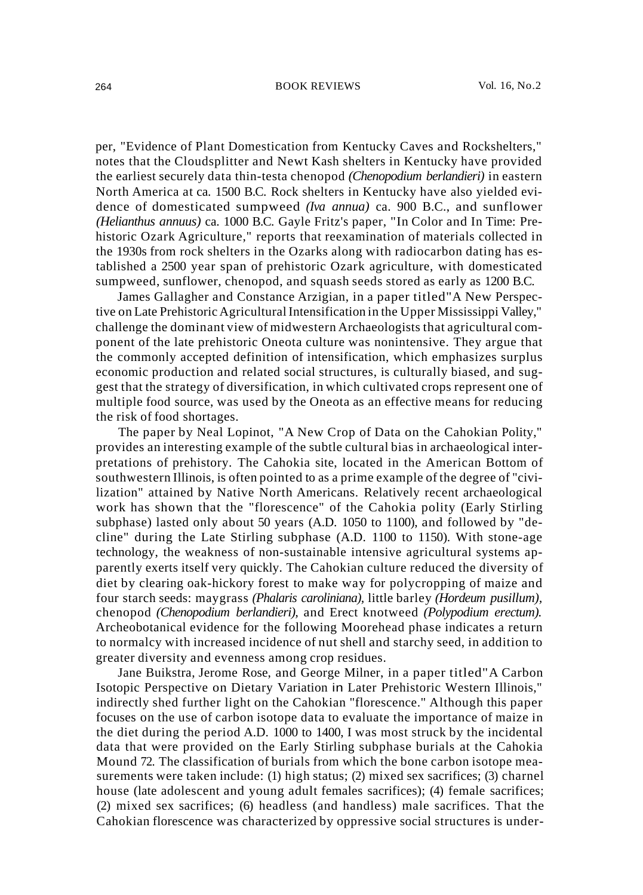per, "Evidence of Plant Domestication from Kentucky Caves and Rockshelters," notes that the Cloudsplitter and Newt Kash shelters in Kentucky have provided the earliest securely data thin-testa chenopod *(Chenopodium berlandieri)* in eastern North America at ca. 1500 B.C. Rock shelters in Kentucky have also yielded evidence of domesticated sumpweed *(Iva annua)* ca. 900 B.C., and sunflower *(Helianthus annuus)* ca. 1000 B.C. Gayle Fritz's paper, "In Color and In Time: Prehistoric Ozark Agriculture," reports that reexamination of materials collected in the 1930s from rock shelters in the Ozarks along with radiocarbon dating has established a 2500 year span of prehistoric Ozark agriculture, with domesticated sumpweed, sunflower, chenopod, and squash seeds stored as early as 1200 B.C.

James Gallagher and Constance Arzigian, in a paper titled"A New Perspective on Late Prehistoric Agricultural Intensification in the Upper Mississippi Valley," challenge the dominant view of midwestern Archaeologists that agricultural component of the late prehistoric Oneota culture was nonintensive. They argue that the commonly accepted definition of intensification, which emphasizes surplus economic production and related social structures, is culturally biased, and suggest that the strategy of diversification, in which cultivated crops represent one of multiple food source, was used by the Oneota as an effective means for reducing the risk of food shortages.

The paper by Neal Lopinot, "A New Crop of Data on the Cahokian Polity," provides an interesting example of the subtle cultural bias in archaeological interpretations of prehistory. The Cahokia site, located in the American Bottom of southwestern Illinois, is often pointed to as a prime example of the degree of "civilization" attained by Native North Americans. Relatively recent archaeological work has shown that the "florescence" of the Cahokia polity (Early Stirling subphase) lasted only about 50 years (A.D. 1050 to 1100), and followed by "decline" during the Late Stirling subphase (A.D. 1100 to 1150). With stone-age technology, the weakness of non-sustainable intensive agricultural systems apparently exerts itself very quickly. The Cahokian culture reduced the diversity of diet by clearing oak-hickory forest to make way for polycropping of maize and four starch seeds: maygrass *(Phalaris caroliniana)*, little barley *(Hordeum pusillum)*, chenopod *(Chenopodium berlandieri)*, and Erect knotweed *(Polypodium erectum)*. Archeobotanical evidence for the following Moorehead phase indicates a return to normalcy with increased incidence of nut shell and starchy seed, in addition to greater diversity and evenness among crop residues.

Jane Buikstra, Jerome Rose, and George Milner, in a paper titled"A Carbon Isotopic Perspective on Dietary Variation in Later Prehistoric Western Illinois," indirectly shed further light on the Cahokian "florescence." Although this paper focuses on the use of carbon isotope data to evaluate the importance of maize in the diet during the period A.D. 1000 to 1400, I was most struck by the incidental data that were provided on the Early Stirling subphase burials at the Cahokia Mound 72. The classification of burials from which the bone carbon isotope measurements were taken include: (1) high status; (2) mixed sex sacrifices; (3) charnel house (late adolescent and young adult females sacrifices); (4) female sacrifices; (2) mixed sex sacrifices; (6) headless (and handless) male sacrifices. That the Cahokian florescence was characterized by oppressive social structures is under-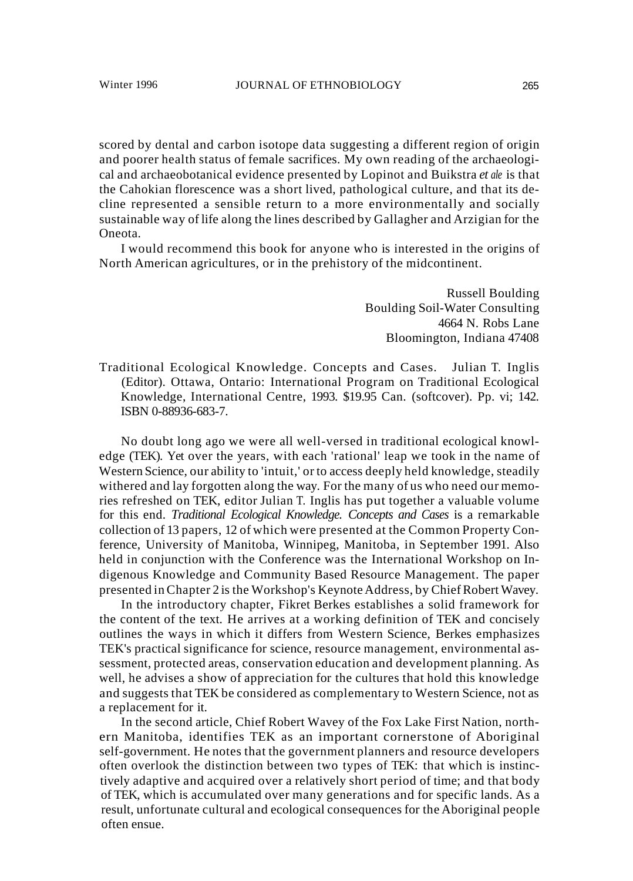scored by dental and carbon isotope data suggesting a different region of origin and poorer health status of female sacrifices. My own reading of the archaeological and archaeobotanical evidence presented by Lopinot and Buikstra *et ale* is that the Cahokian florescence was a short lived, pathological culture, and that its decline represented a sensible return to a more environmentally and socially sustainable way of life along the lines described by Gallagher and Arzigian for the Oneota.

I would recommend this book for anyone who is interested in the origins of North American agricultures, or in the prehistory of the midcontinent.

Russell Boulding
Boulding Soil-Water Consulting
4664 N. Robs Lane
Bloomington, Indiana 47408

Traditional Ecological Knowledge. Concepts and Cases. Julian T. Inglis (Editor). Ottawa, Ontario: International Program on Traditional Ecological Knowledge, International Centre, 1993. $19.95 Can. (softcover). Pp. vi; 142. ISBN 0-88936-683-7.

No doubt long ago we were all well-versed in traditional ecological knowledge (TEK). Yet over the years, with each 'rational' leap we took in the name of Western Science, our ability to 'intuit,' or to access deeply held knowledge, steadily withered and lay forgotten along the way. For the many of us who need our memories refreshed on TEK, editor Julian T. Inglis has put together a valuable volume for this end. *Traditional Ecological Knowledge. Concepts and Cases* is a remarkable collection of 13 papers, 12 of which were presented at the Common Property Conference, University of Manitoba, Winnipeg, Manitoba, in September 1991. Also held in conjunction with the Conference was the International Workshop on Indigenous Knowledge and Community Based Resource Management. The paper presented in Chapter 2 is the Workshop's Keynote Address, by Chief Robert Wavey.

In the introductory chapter, Fikret Berkes establishes a solid framework for the content of the text. He arrives at a working definition of TEK and concisely outlines the ways in which it differs from Western Science, Berkes emphasizes TEK's practical significance for science, resource management, environmental assessment, protected areas, conservation education and development planning. As well, he advises a show of appreciation for the cultures that hold this knowledge and suggests that TEK be considered as complementary to Western Science, not as a replacement for it.

In the second article, Chief Robert Wavey of the Fox Lake First Nation, northern Manitoba, identifies TEK as an important cornerstone of Aboriginal self-government. He notes that the government planners and resource developers often overlook the distinction between two types of TEK: that which is instinctively adaptive and acquired over a relatively short period of time; and that body of TEK, which is accumulated over many generations and for specific lands. As a result, unfortunate cultural and ecological consequences for the Aboriginal people often ensue.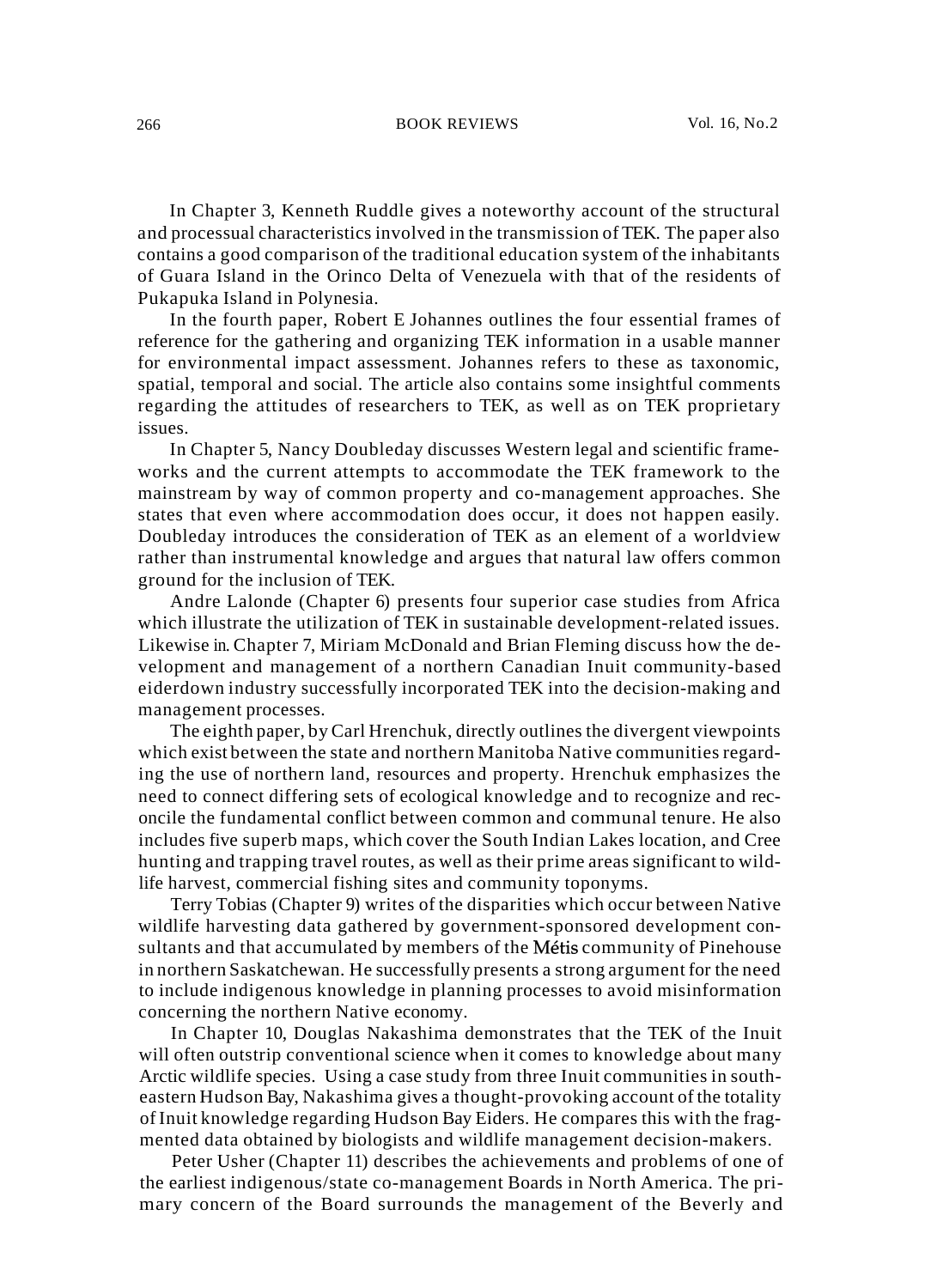In Chapter 3, Kenneth Ruddle gives a noteworthy account of the structural and processual characteristics involved in the transmission of TEK. The paper also contains a good comparison of the traditional education system of the inhabitants of Guara Island in the Orinco Delta of Venezuela with that of the residents of Pukapuka Island in Polynesia.

In the fourth paper, Robert E Johannes outlines the four essential frames of reference for the gathering and organizing TEK information in a usable manner for environmental impact assessment. Johannes refers to these as taxonomic, spatial, temporal and social. The article also contains some insightful comments regarding the attitudes of researchers to TEK, as well as on TEK proprietary issues.

In Chapter 5, Nancy Doubleday discusses Western legal and scientific frameworks and the current attempts to accommodate the TEK framework to the mainstream by way of common property and co-management approaches. She states that even where accommodation does occur, it does not happen easily. Doubleday introduces the consideration of TEK as an element of a worldview rather than instrumental knowledge and argues that natural law offers common ground for the inclusion of TEK.

Andre Lalonde (Chapter 6) presents four superior case studies from Africa which illustrate the utilization of TEK in sustainable development-related issues. Likewise in Chapter 7, Miriam McDonald and Brian Fleming discuss how the development and management of a northern Canadian Inuit community-based eiderdown industry successfully incorporated TEK into the decision-making and management processes.

The eighth paper, by Carl Hrenchuk, directly outlines the divergent viewpoints which exist between the state and northern Manitoba Native communities regarding the use of northern land, resources and property. Hrenchuk emphasizes the need to connect differing sets of ecological knowledge and to recognize and reconcile the fundamental conflict between common and communal tenure. He also includes five superb maps, which cover the South Indian Lakes location, and Cree hunting and trapping travel routes, as well as their prime areas significant to wildlife harvest, commercial fishing sites and community toponyms.

Terry Tobias (Chapter 9) writes of the disparities which occur between Native wildlife harvesting data gathered by government-sponsored development consultants and that accumulated by members of the Métis community of Pinehouse in northern Saskatchewan. He successfully presents a strong argument for the need to include indigenous knowledge in planning processes to avoid misinformation concerning the northern Native economy.

In Chapter 10, Douglas Nakashima demonstrates that the TEK of the Inuit will often outstrip conventional science when it comes to knowledge about many Arctic wildlife species. Using a case study from three Inuit communities in southeastern Hudson Bay, Nakashima gives a thought-provoking account of the totality of Inuit knowledge regarding Hudson Bay Eiders. He compares this with the fragmented data obtained by biologists and wildlife management decision-makers.

Peter Usher (Chapter 11) describes the achievements and problems of one of the earliest indigenous/state co-management Boards in North America. The primary concern of the Board surrounds the management of the Beverly and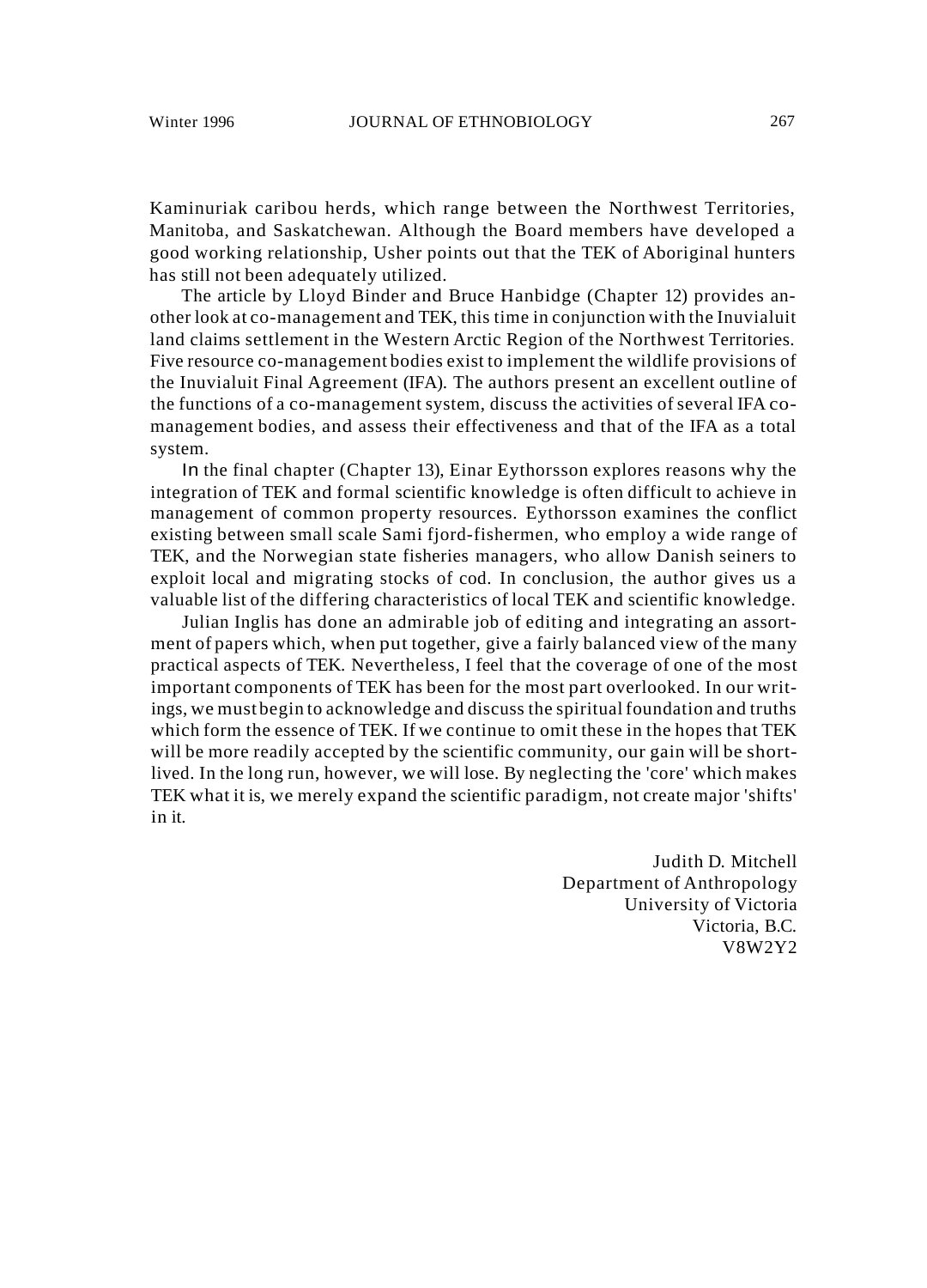Kaminuriak caribou herds, which range between the Northwest Territories, Manitoba, and Saskatchewan. Although the Board members have developed a good working relationship, Usher points out that the TEK of Aboriginal hunters has still not been adequately utilized.

The article by Lloyd Binder and Bruce Hanbidge (Chapter 12) provides another look at co-management and TEK, this time in conjunction with the Inuvialuit land claims settlement in the Western Arctic Region of the Northwest Territories. Five resource co-management bodies exist to implement the wildlife provisions of the Inuvialuit Final Agreement (IFA). The authors present an excellent outline of the functions of a co-management system, discuss the activities of several IFA co-management bodies, and assess their effectiveness and that of the IFA as a total system.

In the final chapter (Chapter 13), Einar Eythorsson explores reasons why the integration of TEK and formal scientific knowledge is often difficult to achieve in management of common property resources. Eythorsson examines the conflict existing between small scale Sami fjord-fishermen, who employ a wide range of TEK, and the Norwegian state fisheries managers, who allow Danish seiners to exploit local and migrating stocks of cod. In conclusion, the author gives us a valuable list of the differing characteristics of local TEK and scientific knowledge.

Julian Inglis has done an admirable job of editing and integrating an assortment of papers which, when put together, give a fairly balanced view of the many practical aspects of TEK. Nevertheless, I feel that the coverage of one of the most important components of TEK has been for the most part overlooked. In our writings, we must begin to acknowledge and discuss the spiritual foundation and truths which form the essence of TEK. If we continue to omit these in the hopes that TEK will be more readily accepted by the scientific community, our gain will be short-lived. In the long run, however, we will lose. By neglecting the 'core' which makes TEK what it is, we merely expand the scientific paradigm, not create major 'shifts' in it.

Judith D. Mitchell
Department of Anthropology
University of Victoria
Victoria, B.C.
V8W2Y2